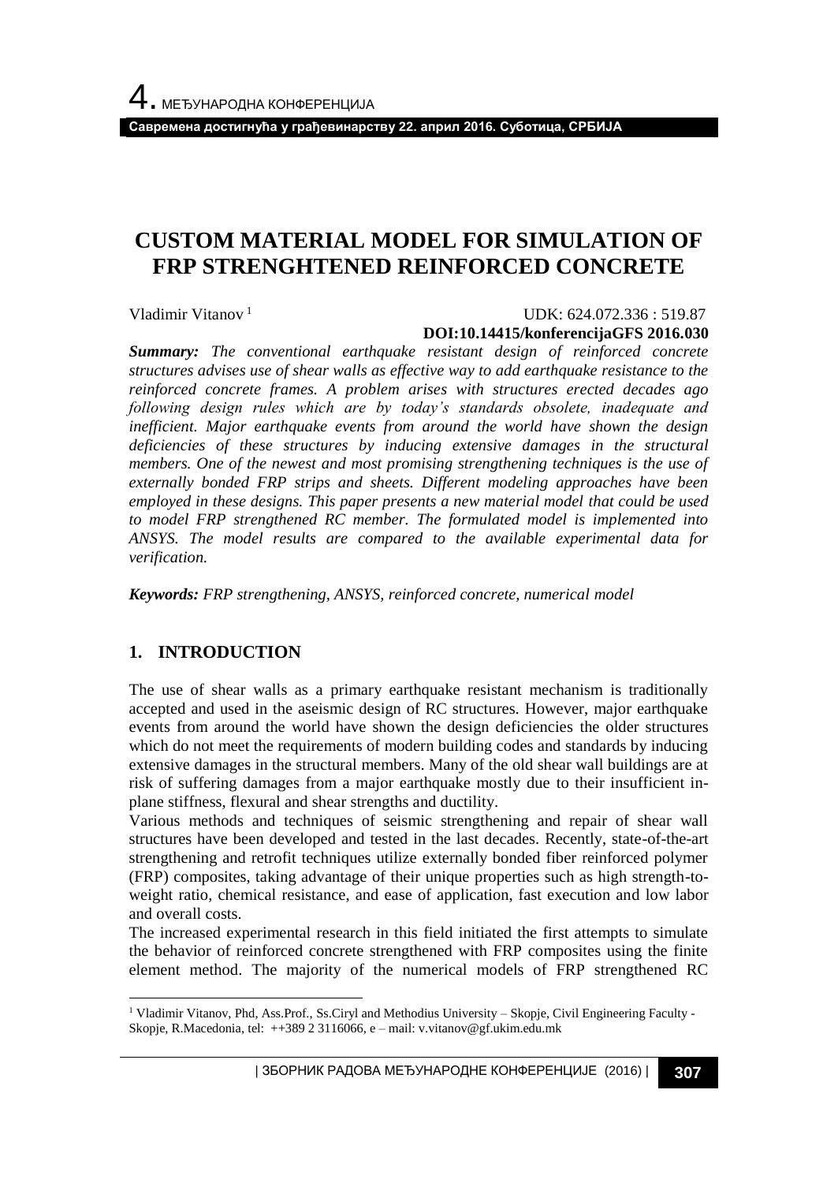# CUSTOM MATERIAL MODEL FOR SIMULATION OF FRP STRENGHTENED REINFORCED CONCRETE

Vladimir Vitanov [1]

UDK: 624.072.336 : 519.87

**DOI:10.14415/konferencijaGFS 2016.030**

***Summary:*** *The conventional earthquake resistant design of reinforced concrete structures advises use of shear walls as effective way to add earthquake resistance to the reinforced concrete frames. A problem arises with structures erected decades ago following design rules which are by today's standards obsolete, inadequate and inefficient. Major earthquake events from around the world have shown the design deficiencies of these structures by inducing extensive damages in the structural members. One of the newest and most promising strengthening techniques is the use of externally bonded FRP strips and sheets. Different modeling approaches have been employed in these designs. This paper presents a new material model that could be used to model FRP strengthened RC member. The formulated model is implemented into ANSYS. The model results are compared to the available experimental data for verification.*

***Keywords:*** *FRP strengthening, ANSYS, reinforced concrete, numerical model*

## 1. INTRODUCTION

The use of shear walls as a primary earthquake resistant mechanism is traditionally accepted and used in the aseismic design of RC structures. However, major earthquake events from around the world have shown the design deficiencies the older structures which do not meet the requirements of modern building codes and standards by inducing extensive damages in the structural members. Many of the old shear wall buildings are at risk of suffering damages from a major earthquake mostly due to their insufficient in-plane stiffness, flexural and shear strengths and ductility.

Various methods and techniques of seismic strengthening and repair of shear wall structures have been developed and tested in the last decades. Recently, state-of-the-art strengthening and retrofit techniques utilize externally bonded fiber reinforced polymer (FRP) composites, taking advantage of their unique properties such as high strength-to-weight ratio, chemical resistance, and ease of application, fast execution and low labor and overall costs.

The increased experimental research in this field initiated the first attempts to simulate the behavior of reinforced concrete strengthened with FRP composites using the finite element method. The majority of the numerical models of FRP strengthened RC

[1] Vladimir Vitanov, Phd, Ass.Prof., Ss.Ciryl and Methodius University – Skopje, Civil Engineering Faculty - Skopje, R.Macedonia, tel: ++389 2 3116066, e – mail: v.vitanov@gf.ukim.edu.mk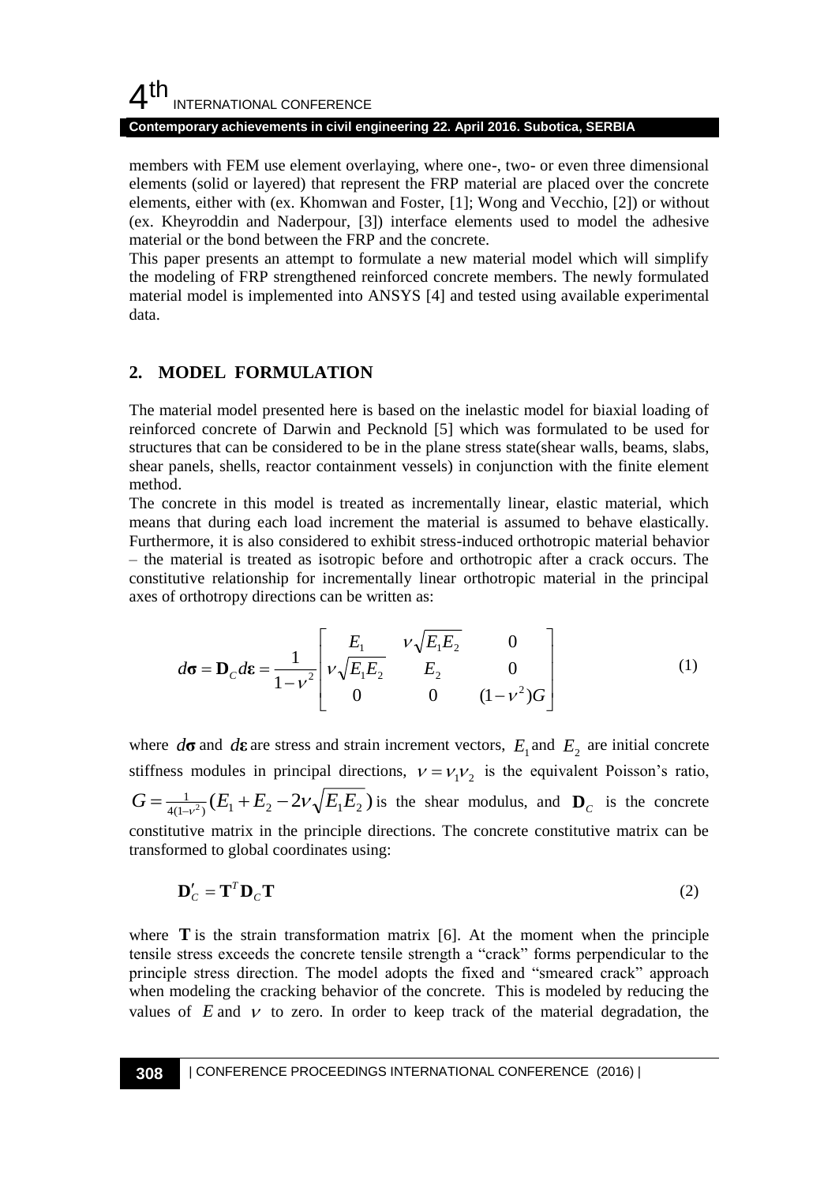members with FEM use element overlaying, where one-, two- or even three dimensional elements (solid or layered) that represent the FRP material are placed over the concrete elements, either with (ex. Khomwan and Foster, [1]; Wong and Vecchio, [2]) or without (ex. Kheyroddin and Naderpour, [3]) interface elements used to model the adhesive material or the bond between the FRP and the concrete.

This paper presents an attempt to formulate a new material model which will simplify the modeling of FRP strengthened reinforced concrete members. The newly formulated material model is implemented into ANSYS [4] and tested using available experimental data.

## 2. MODEL FORMULATION

The material model presented here is based on the inelastic model for biaxial loading of reinforced concrete of Darwin and Pecknold [5] which was formulated to be used for structures that can be considered to be in the plane stress state(shear walls, beams, slabs, shear panels, shells, reactor containment vessels) in conjunction with the finite element method.

The concrete in this model is treated as incrementally linear, elastic material, which means that during each load increment the material is assumed to behave elastically. Furthermore, it is also considered to exhibit stress-induced orthotropic material behavior – the material is treated as isotropic before and orthotropic after a crack occurs. The constitutive relationship for incrementally linear orthotropic material in the principal axes of orthotropy directions can be written as:

$$d\boldsymbol{\sigma} = \mathbf{D}_C d\boldsymbol{\varepsilon} = \frac{1}{1-\nu^2}\begin{bmatrix} E_1 & \nu\sqrt{E_1 E_2} & 0 \\ \nu\sqrt{E_1 E_2} & E_2 & 0 \\ 0 & 0 & (1-\nu^2)G \end{bmatrix} \tag{1}$$

where $d\boldsymbol{\sigma}$ and $d\boldsymbol{\varepsilon}$ are stress and strain increment vectors, $E_1$ and $E_2$ are initial concrete stiffness modules in principal directions, $\nu = \nu_1 \nu_2$ is the equivalent Poisson's ratio, $G = \frac{1}{4(1-\nu^2)}(E_1 + E_2 - 2\nu\sqrt{E_1 E_2})$ is the shear modulus, and $\mathbf{D}_C$ is the concrete constitutive matrix in the principle directions. The concrete constitutive matrix can be transformed to global coordinates using:

$$\mathbf{D}'_C = \mathbf{T}^T \mathbf{D}_C \mathbf{T} \tag{2}$$

where $\mathbf{T}$ is the strain transformation matrix [6]. At the moment when the principle tensile stress exceeds the concrete tensile strength a "crack" forms perpendicular to the principle stress direction. The model adopts the fixed and "smeared crack" approach when modeling the cracking behavior of the concrete. This is modeled by reducing the values of $E$ and $\nu$ to zero. In order to keep track of the material degradation, the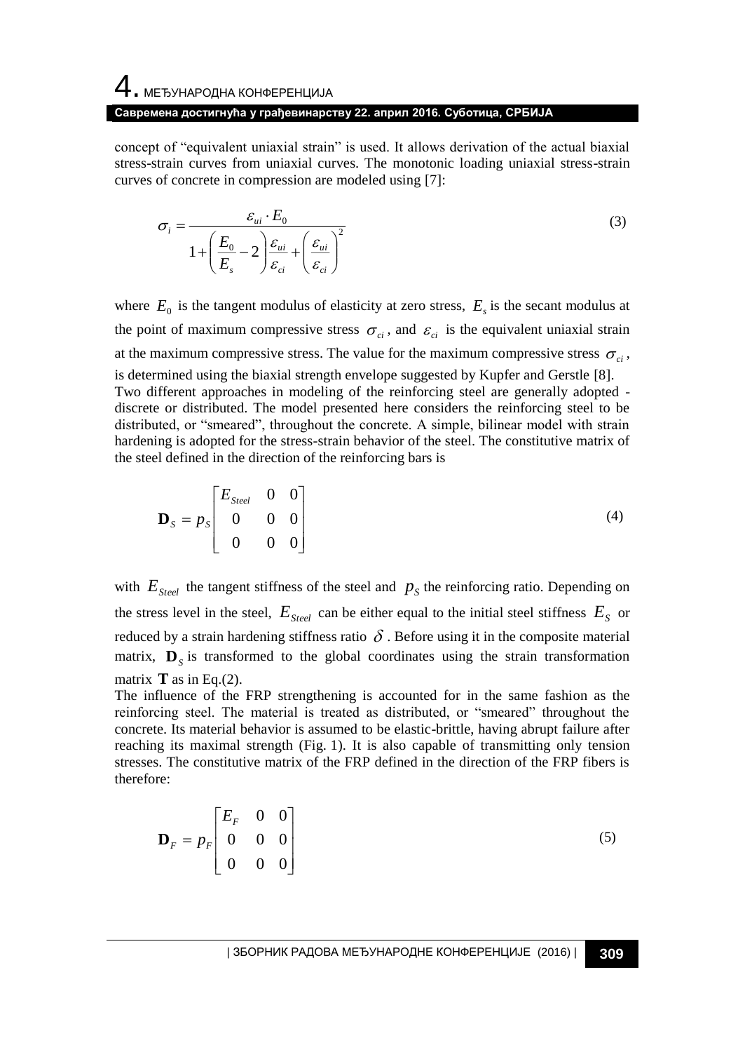concept of "equivalent uniaxial strain" is used. It allows derivation of the actual biaxial stress-strain curves from uniaxial curves. The monotonic loading uniaxial stress-strain curves of concrete in compression are modeled using [7]:

$$\sigma_i = \frac{\varepsilon_{ui} \cdot E_0}{1 + \left( \dfrac{E_0}{E_s} - 2 \right) \dfrac{\varepsilon_{ui}}{\varepsilon_{ci}} + \left( \dfrac{\varepsilon_{ui}}{\varepsilon_{ci}} \right)^2} \tag{3}$$

where $E_0$ is the tangent modulus of elasticity at zero stress, $E_s$ is the secant modulus at the point of maximum compressive stress $\sigma_{ci}$, and $\varepsilon_{ci}$ is the equivalent uniaxial strain at the maximum compressive stress. The value for the maximum compressive stress $\sigma_{ci}$, is determined using the biaxial strength envelope suggested by Kupfer and Gerstle [8].

Two different approaches in modeling of the reinforcing steel are generally adopted - discrete or distributed. The model presented here considers the reinforcing steel to be distributed, or "smeared", throughout the concrete. A simple, bilinear model with strain hardening is adopted for the stress-strain behavior of the steel. The constitutive matrix of the steel defined in the direction of the reinforcing bars is

$$\mathbf{D}_S = p_S \begin{bmatrix} E_{Steel} & 0 & 0 \\ 0 & 0 & 0 \\ 0 & 0 & 0 \end{bmatrix} \tag{4}$$

with $E_{Steel}$ the tangent stiffness of the steel and $p_S$ the reinforcing ratio. Depending on the stress level in the steel, $E_{Steel}$ can be either equal to the initial steel stiffness $E_S$ or reduced by a strain hardening stiffness ratio $\delta$. Before using it in the composite material matrix, $\mathbf{D}_S$ is transformed to the global coordinates using the strain transformation matrix $\mathbf{T}$ as in Eq.(2).

The influence of the FRP strengthening is accounted for in the same fashion as the reinforcing steel. The material is treated as distributed, or "smeared" throughout the concrete. Its material behavior is assumed to be elastic-brittle, having abrupt failure after reaching its maximal strength (Fig. 1). It is also capable of transmitting only tension stresses. The constitutive matrix of the FRP defined in the direction of the FRP fibers is therefore:

$$\mathbf{D}_F = p_F \begin{bmatrix} E_F & 0 & 0 \\ 0 & 0 & 0 \\ 0 & 0 & 0 \end{bmatrix} \tag{5}$$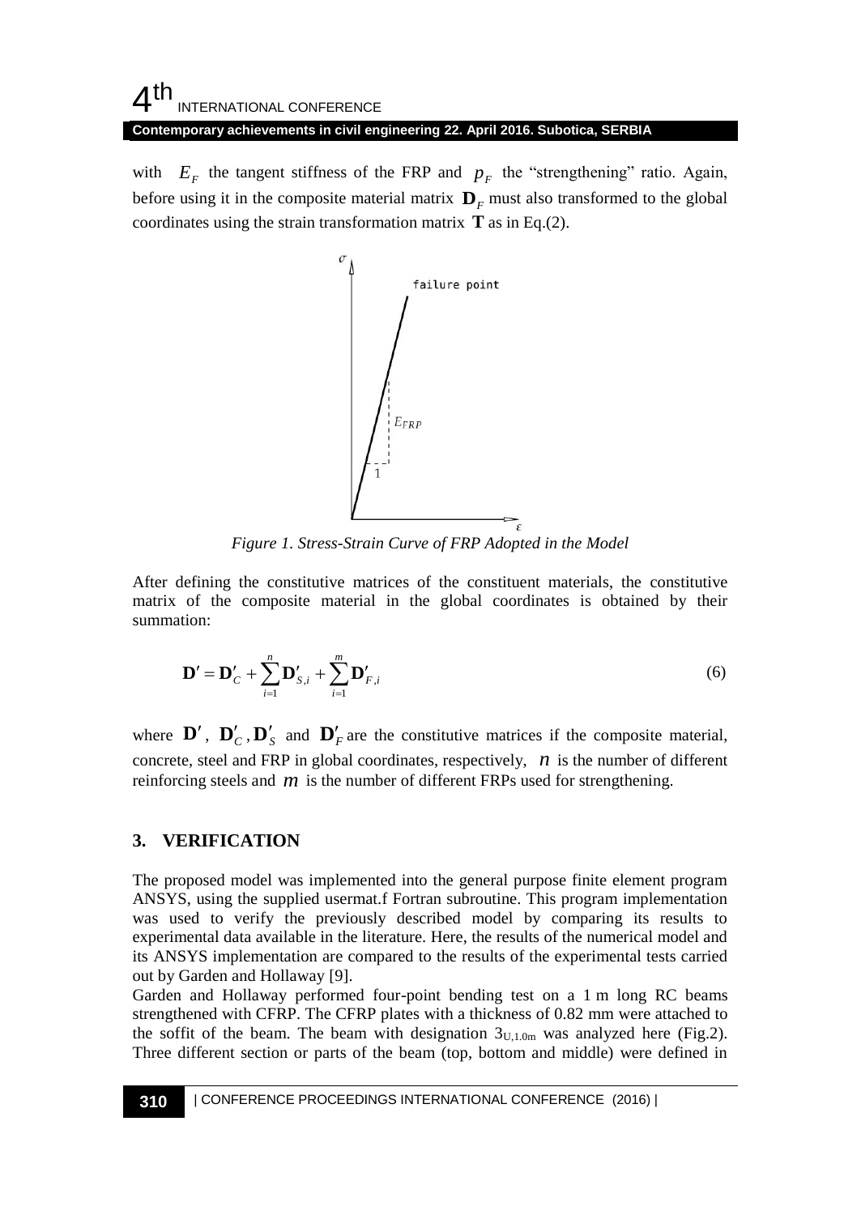with $E_F$ the tangent stiffness of the FRP and $p_F$ the "strengthening" ratio. Again, before using it in the composite material matrix $\mathbf{D}_F$ must also transformed to the global coordinates using the strain transformation matrix $\mathbf{T}$ as in Eq.(2).

*Figure 1. Stress-Strain Curve of FRP Adopted in the Model*

After defining the constitutive matrices of the constituent materials, the constitutive matrix of the composite material in the global coordinates is obtained by their summation:

$$\mathbf{D}' = \mathbf{D}'_C + \sum_{i=1}^{n} \mathbf{D}'_{S,i} + \sum_{i=1}^{m} \mathbf{D}'_{F,i} \tag{6}$$

where $\mathbf{D}'$, $\mathbf{D}'_C$, $\mathbf{D}'_S$ and $\mathbf{D}'_F$ are the constitutive matrices if the composite material, concrete, steel and FRP in global coordinates, respectively, $n$ is the number of different reinforcing steels and $m$ is the number of different FRPs used for strengthening.

## 3. VERIFICATION

The proposed model was implemented into the general purpose finite element program ANSYS, using the supplied usermat.f Fortran subroutine. This program implementation was used to verify the previously described model by comparing its results to experimental data available in the literature. Here, the results of the numerical model and its ANSYS implementation are compared to the results of the experimental tests carried out by Garden and Hollaway [9].

Garden and Hollaway performed four-point bending test on a 1 m long RC beams strengthened with CFRP. The CFRP plates with a thickness of 0.82 mm were attached to the soffit of the beam. The beam with designation $3_{U,1.0m}$ was analyzed here (Fig.2). Three different section or parts of the beam (top, bottom and middle) were defined in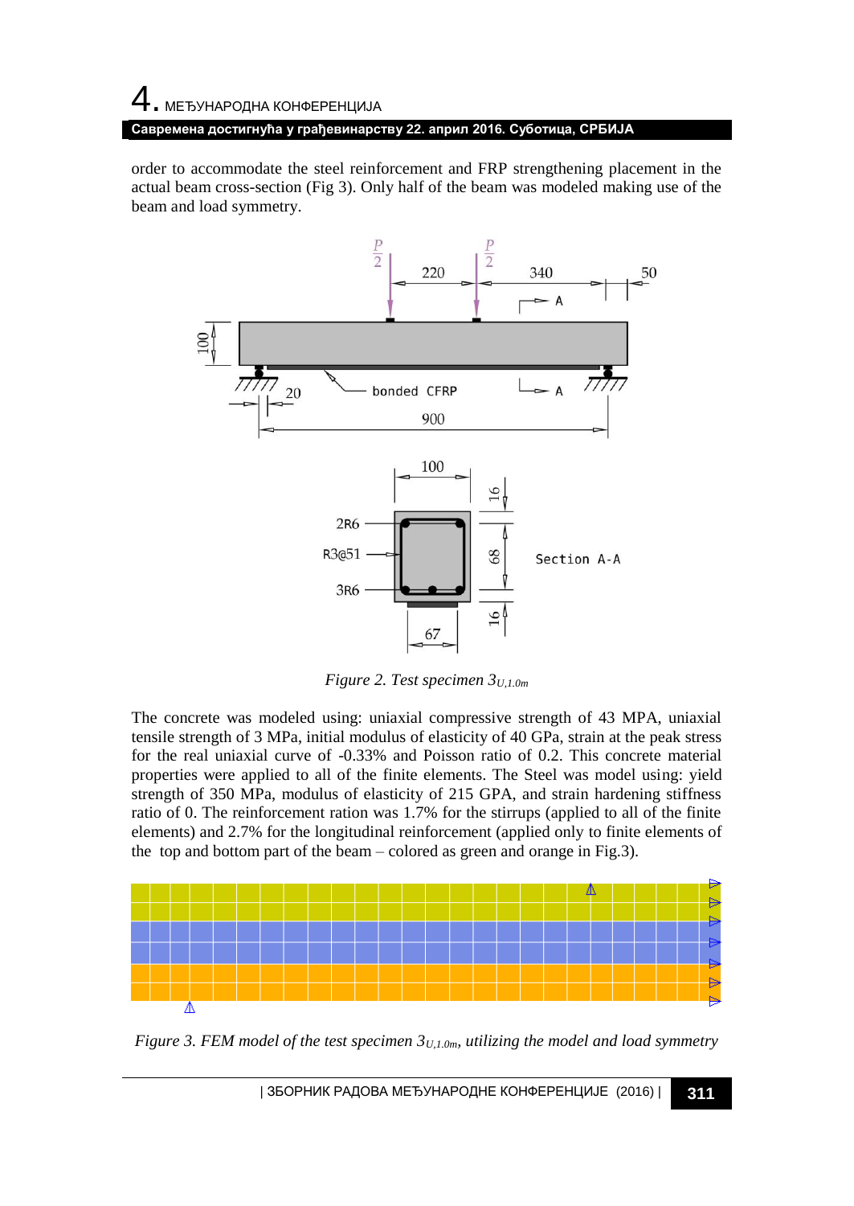order to accommodate the steel reinforcement and FRP strengthening placement in the actual beam cross-section (Fig 3). Only half of the beam was modeled making use of the beam and load symmetry.

*Figure 2. Test specimen $3_{U,1.0m}$*

The concrete was modeled using: uniaxial compressive strength of 43 MPA, uniaxial tensile strength of 3 MPa, initial modulus of elasticity of 40 GPa, strain at the peak stress for the real uniaxial curve of -0.33% and Poisson ratio of 0.2. This concrete material properties were applied to all of the finite elements. The Steel was model using: yield strength of 350 MPa, modulus of elasticity of 215 GPA, and strain hardening stiffness ratio of 0. The reinforcement ration was 1.7% for the stirrups (applied to all of the finite elements) and 2.7% for the longitudinal reinforcement (applied only to finite elements of the top and bottom part of the beam – colored as green and orange in Fig.3).

*Figure 3. FEM model of the test specimen $3_{U,1.0m}$, utilizing the model and load symmetry*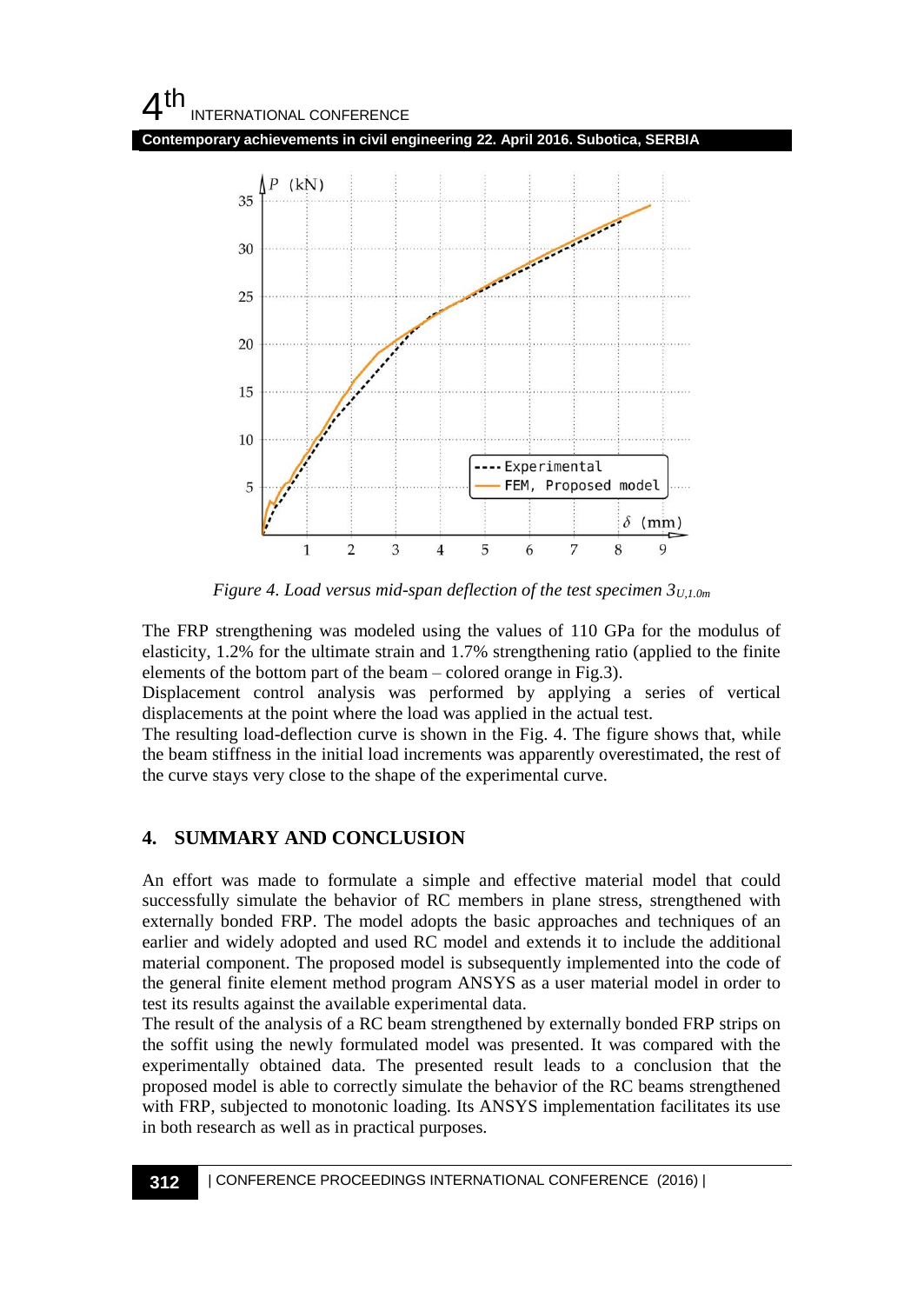*Figure 4. Load versus mid-span deflection of the test specimen $3_{U,1.0m}$*

The FRP strengthening was modeled using the values of 110 GPa for the modulus of elasticity, 1.2% for the ultimate strain and 1.7% strengthening ratio (applied to the finite elements of the bottom part of the beam – colored orange in Fig.3).

Displacement control analysis was performed by applying a series of vertical displacements at the point where the load was applied in the actual test.

The resulting load-deflection curve is shown in the Fig. 4. The figure shows that, while the beam stiffness in the initial load increments was apparently overestimated, the rest of the curve stays very close to the shape of the experimental curve.

## 4. SUMMARY AND CONCLUSION

An effort was made to formulate a simple and effective material model that could successfully simulate the behavior of RC members in plane stress, strengthened with externally bonded FRP. The model adopts the basic approaches and techniques of an earlier and widely adopted and used RC model and extends it to include the additional material component. The proposed model is subsequently implemented into the code of the general finite element method program ANSYS as a user material model in order to test its results against the available experimental data.

The result of the analysis of a RC beam strengthened by externally bonded FRP strips on the soffit using the newly formulated model was presented. It was compared with the experimentally obtained data. The presented result leads to a conclusion that the proposed model is able to correctly simulate the behavior of the RC beams strengthened with FRP, subjected to monotonic loading. Its ANSYS implementation facilitates its use in both research as well as in practical purposes.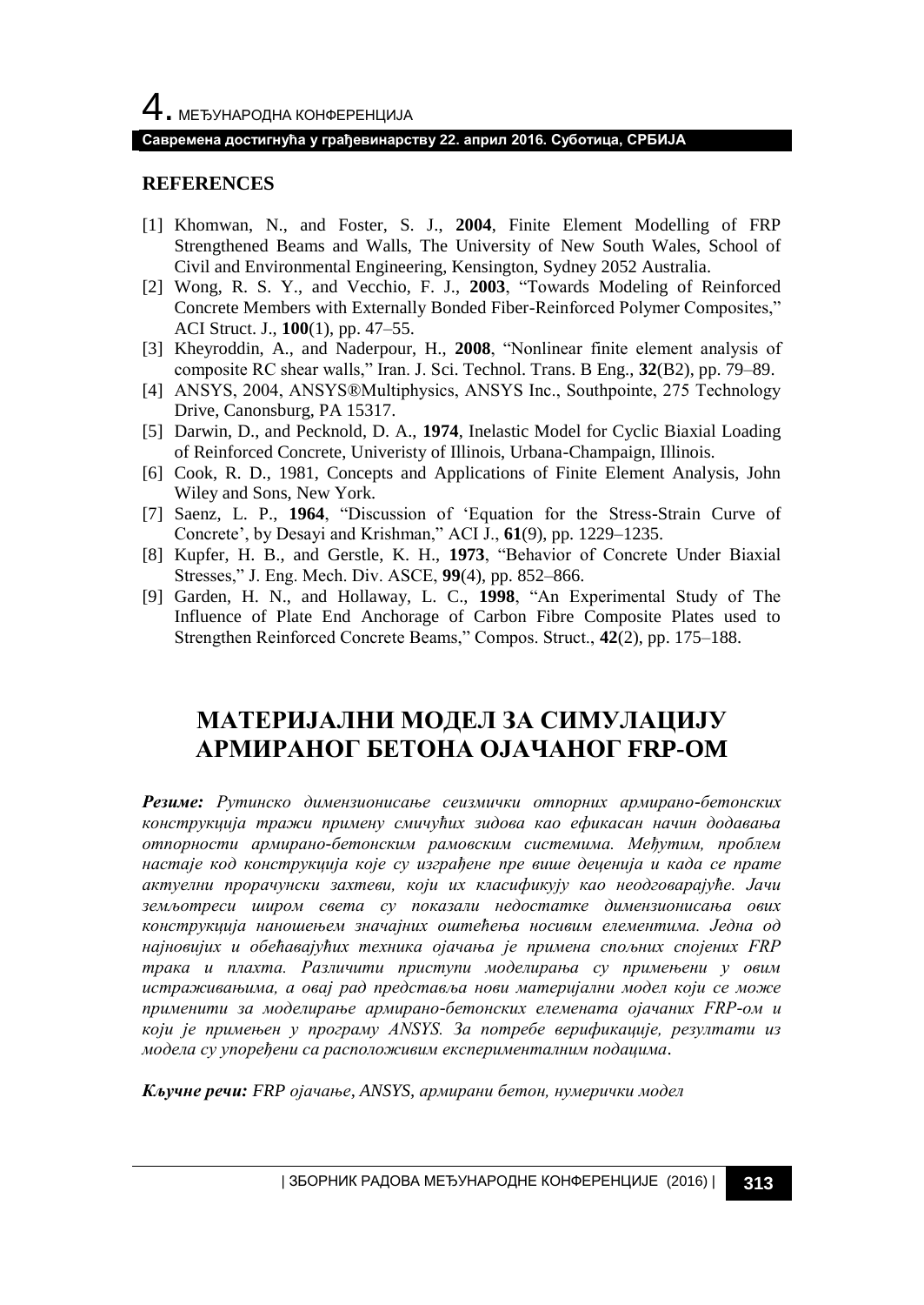## REFERENCES

[1] Khomwan, N., and Foster, S. J., **2004**, Finite Element Modelling of FRP Strengthened Beams and Walls, The University of New South Wales, School of Civil and Environmental Engineering, Kensington, Sydney 2052 Australia.

[2] Wong, R. S. Y., and Vecchio, F. J., **2003**, "Towards Modeling of Reinforced Concrete Members with Externally Bonded Fiber-Reinforced Polymer Composites," ACI Struct. J., **100**(1), pp. 47–55.

[3] Kheyroddin, A., and Naderpour, H., **2008**, "Nonlinear finite element analysis of composite RC shear walls," Iran. J. Sci. Technol. Trans. B Eng., **32**(B2), pp. 79–89.

[4] ANSYS, 2004, ANSYS®Multiphysics, ANSYS Inc., Southpointe, 275 Technology Drive, Canonsburg, PA 15317.

[5] Darwin, D., and Pecknold, D. A., **1974**, Inelastic Model for Cyclic Biaxial Loading of Reinforced Concrete, Univeristy of Illinois, Urbana-Champaign, Illinois.

[6] Cook, R. D., 1981, Concepts and Applications of Finite Element Analysis, John Wiley and Sons, New York.

[7] Saenz, L. P., **1964**, "Discussion of 'Equation for the Stress-Strain Curve of Concrete', by Desayi and Krishman," ACI J., **61**(9), pp. 1229–1235.

[8] Kupfer, H. B., and Gerstle, K. H., **1973**, "Behavior of Concrete Under Biaxial Stresses," J. Eng. Mech. Div. ASCE, **99**(4), pp. 852–866.

[9] Garden, H. N., and Hollaway, L. C., **1998**, "An Experimental Study of The Influence of Plate End Anchorage of Carbon Fibre Composite Plates used to Strengthen Reinforced Concrete Beams," Compos. Struct., **42**(2), pp. 175–188.

# МАТЕРИЈАЛНИ МОДЕЛ ЗА СИМУЛАЦИЈУ АРМИРАНОГ БЕТОНА ОЈАЧАНОГ FRP-ОМ

***Резиме:*** *Рутинско димензионисање сеизмички отпорних армирано-бетонских конструкција тражи примену смичућих зидова као ефикасан начин додавања отпорности армирано-бетонским рамовским системима. Међутим, проблем настаје код конструкција које су изграђене пре више деценија и када се прате актуелни прорачунски захтеви, који их класификују као неодговарајуће. Јачи земљотреси широм света су показали недостатке димензионисања ових конструкција наношењем значајних оштећења носивим елементима. Једна од најновијих и обећавајућих техника ојачања је примена спољних спојених FRP трака и плахта. Различити приступи моделирања су примењени у овим истраживањима, а овај рад представља нови материјални модел који се може применити за моделирање армирано-бетонских елемената ојачаних FRP-ом и који је примењен у програму ANSYS. За потребе верификације, резултати из модела су упоређени са расположивим експерименталним подацима.*

***Кључне речи:*** *FRP ојачање, ANSYS, армирани бетон, нумерички модел*